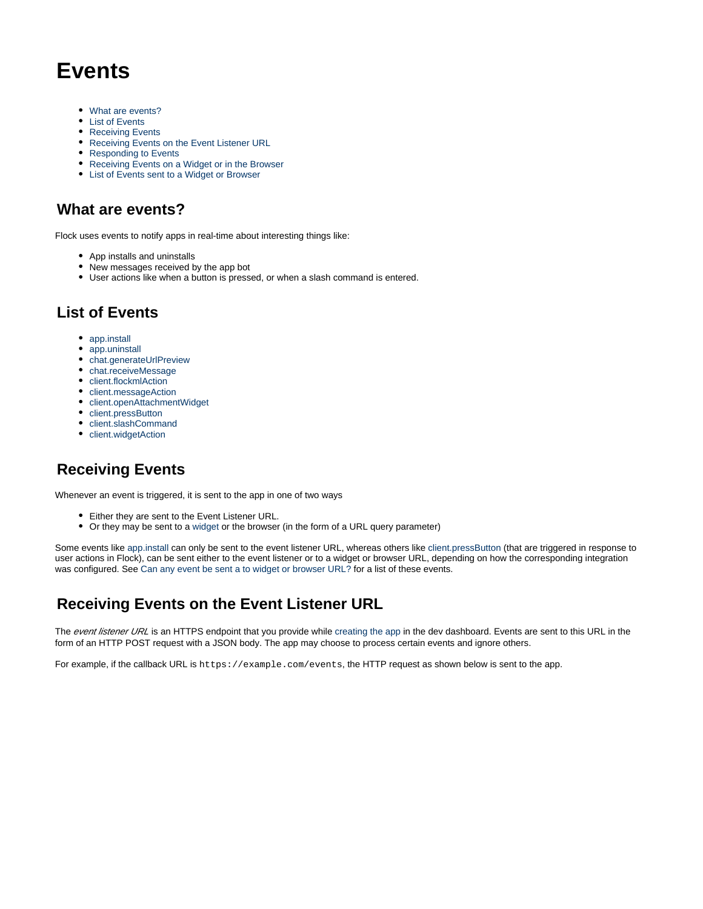# Events

- What are events?
- List of Events
- Receiving Events
- Receiving Events on the Event Listener URL
- Responding to Events
- Receiving Events on a Widget or in the Browser
- List of Events sent to a Widget or Browser

## What are events?

Flock uses events to notify apps in real-time about interesting things like:

- App installs and uninstalls
- New messages received by the app bot
- User actions like when a button is pressed, or when a slash command is entered.

## List of Events

- app.install
- app.uninstall
- chat.generateUrlPreview
- chat.receiveMessage
- client.flockmlAction
- client.messageAction
- client.openAttachmentWidget
- client.pressButton
- client.slashCommand
- client.widgetAction

## Receiving Events

Whenever an event is triggered, it is sent to the app in one of two ways

- Either they are sent to the Event Listener URL.
- Or they may be sent to a widget or the browser (in the form of a URL query parameter)

Some events like app.install can only be sent to the event listener URL, whereas others like client.pressButton (that are triggered in response to user actions in Flock), can be sent either to the event listener or to a widget or browser URL, depending on how the corresponding integration was configured. See Can any event be sent a to widget or browser URL? for a list of these events.

## Receiving Events on the Event Listener URL

The *event listener URL* is an HTTPS endpoint that you provide while creating the app in the dev dashboard. Events are sent to this URL in the form of an HTTP POST request with a JSON body. The app may choose to process certain events and ignore others.

For example, if the callback URL is `https://example.com/events`, the HTTP request as shown below is sent to the app.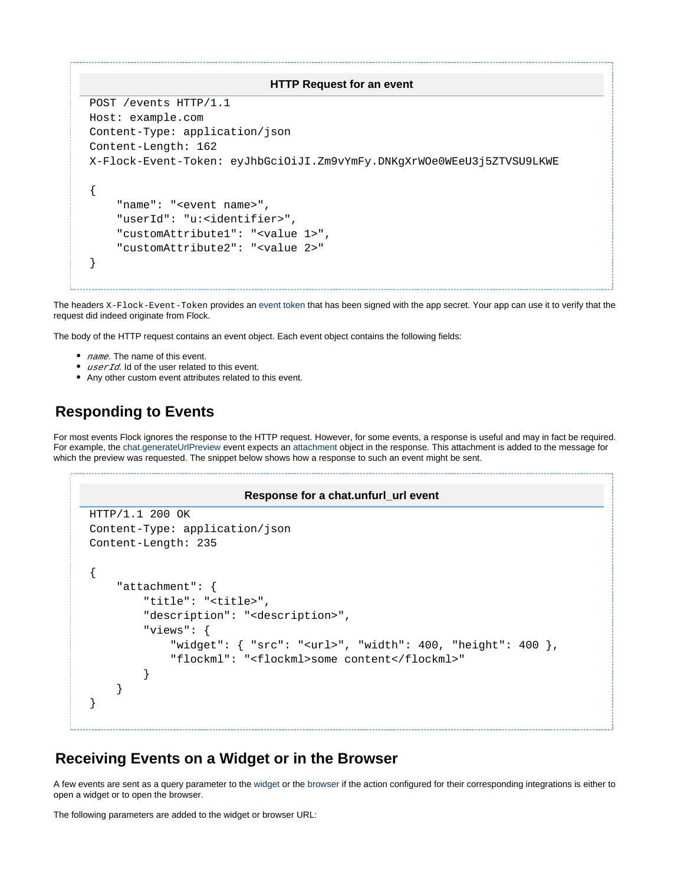**HTTP Request for an event**

```
POST /events HTTP/1.1
Host: example.com
Content-Type: application/json
Content-Length: 162
X-Flock-Event-Token: eyJhbGciOiJI.Zm9vYmFy.DNKgXrWOe0WEeU3j5ZTVSU9LKWE

{
    "name": "<event name>",
    "userId": "u:<identifier>",
    "customAttribute1": "<value 1>",
    "customAttribute2": "<value 2>"
}
```

The headers `X-Flock-Event-Token` provides an event token that has been signed with the app secret. Your app can use it to verify that the request did indeed originate from Flock.

The body of the HTTP request contains an event object. Each event object contains the following fields:

- *name*. The name of this event.
- *userId*. Id of the user related to this event.
- Any other custom event attributes related to this event.

## Responding to Events

For most events Flock ignores the response to the HTTP request. However, for some events, a response is useful and may in fact be required. For example, the chat.generateUrlPreview event expects an attachment object in the response. This attachment is added to the message for which the preview was requested. The snippet below shows how a response to such an event might be sent.

**Response for a chat.unfurl_url event**

```
HTTP/1.1 200 OK
Content-Type: application/json
Content-Length: 235

{
    "attachment": {
        "title": "<title>",
        "description": "<description>",
        "views": {
            "widget": { "src": "<url>", "width": 400, "height": 400 },
            "flockml": "<flockml>some content</flockml>"
        }
    }
}
```

## Receiving Events on a Widget or in the Browser

A few events are sent as a query parameter to the widget or the browser if the action configured for their corresponding integrations is either to open a widget or to open the browser.

The following parameters are added to the widget or browser URL: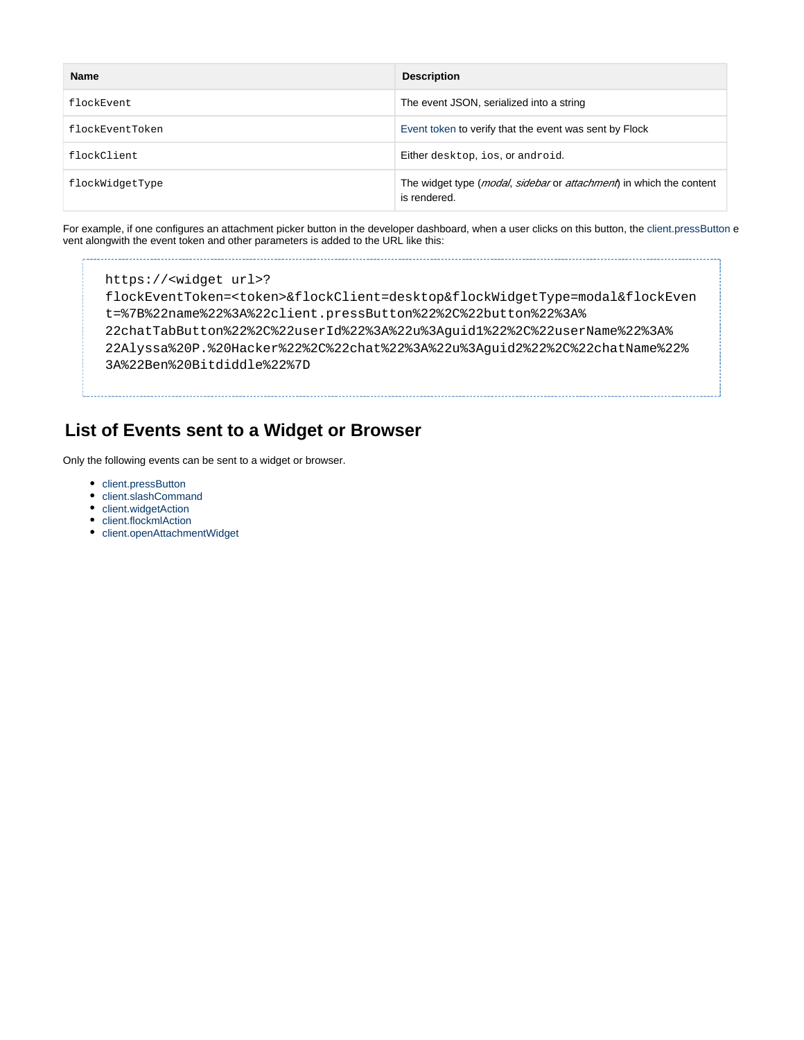| Name | Description |
| --- | --- |
| `flockEvent` | The event JSON, serialized into a string |
| `flockEventToken` | Event token to verify that the event was sent by Flock |
| `flockClient` | Either `desktop`, `ios`, or `android`. |
| `flockWidgetType` | The widget type (*modal*, *sidebar* or *attachment*) in which the content is rendered. |

For example, if one configures an attachment picker button in the developer dashboard, when a user clicks on this button, the client.pressButton event alongwith the event token and other parameters is added to the URL like this:

```
https://<widget url>?flockEventToken=<token>&flockClient=desktop&flockWidgetType=modal&flockEvent=%7B%22name%22%3A%22client.pressButton%22%2C%22button%22%3A%22chatTabButton%22%2C%22userId%22%3A%22u%3Aguid1%22%2C%22userName%22%3A%22Alyssa%20P.%20Hacker%22%2C%22chat%22%3A%22u%3Aguid2%22%2C%22chatName%22%3A%22Ben%20Bitdiddle%22%7D
```

## List of Events sent to a Widget or Browser

Only the following events can be sent to a widget or browser.

- client.pressButton
- client.slashCommand
- client.widgetAction
- client.flockmlAction
- client.openAttachmentWidget